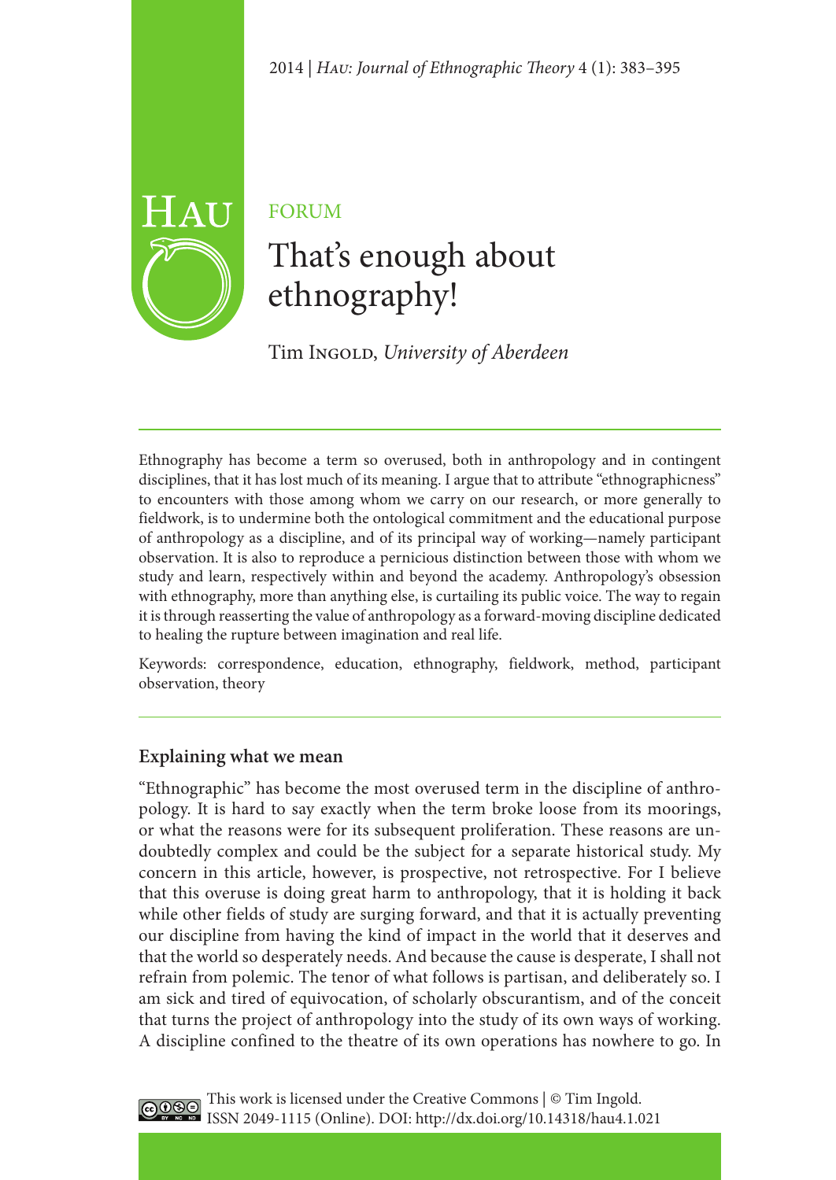FORUM

# That's enough about ethnography!

Tim Ingold, *University of Aberdeen*

Ethnography has become a term so overused, both in anthropology and in contingent disciplines, that it has lost much of its meaning. I argue that to attribute "ethnographicness" to encounters with those among whom we carry on our research, or more generally to fieldwork, is to undermine both the ontological commitment and the educational purpose of anthropology as a discipline, and of its principal way of working—namely participant observation. It is also to reproduce a pernicious distinction between those with whom we study and learn, respectively within and beyond the academy. Anthropology's obsession with ethnography, more than anything else, is curtailing its public voice. The way to regain it is through reasserting the value of anthropology as a forward-moving discipline dedicated to healing the rupture between imagination and real life.

Keywords: correspondence, education, ethnography, fieldwork, method, participant observation, theory

## Explaining what we mean

"Ethnographic" has become the most overused term in the discipline of anthropology. It is hard to say exactly when the term broke loose from its moorings, or what the reasons were for its subsequent proliferation. These reasons are undoubtedly complex and could be the subject for a separate historical study. My concern in this article, however, is prospective, not retrospective. For I believe that this overuse is doing great harm to anthropology, that it is holding it back while other fields of study are surging forward, and that it is actually preventing our discipline from having the kind of impact in the world that it deserves and that the world so desperately needs. And because the cause is desperate, I shall not refrain from polemic. The tenor of what follows is partisan, and deliberately so. I am sick and tired of equivocation, of scholarly obscurantism, and of the conceit that turns the project of anthropology into the study of its own ways of working. A discipline confined to the theatre of its own operations has nowhere to go. In

This work is licensed under the Creative Commons | © Tim Ingold.
ISSN 2049-1115 (Online). DOI: http://dx.doi.org/10.14318/hau4.1.021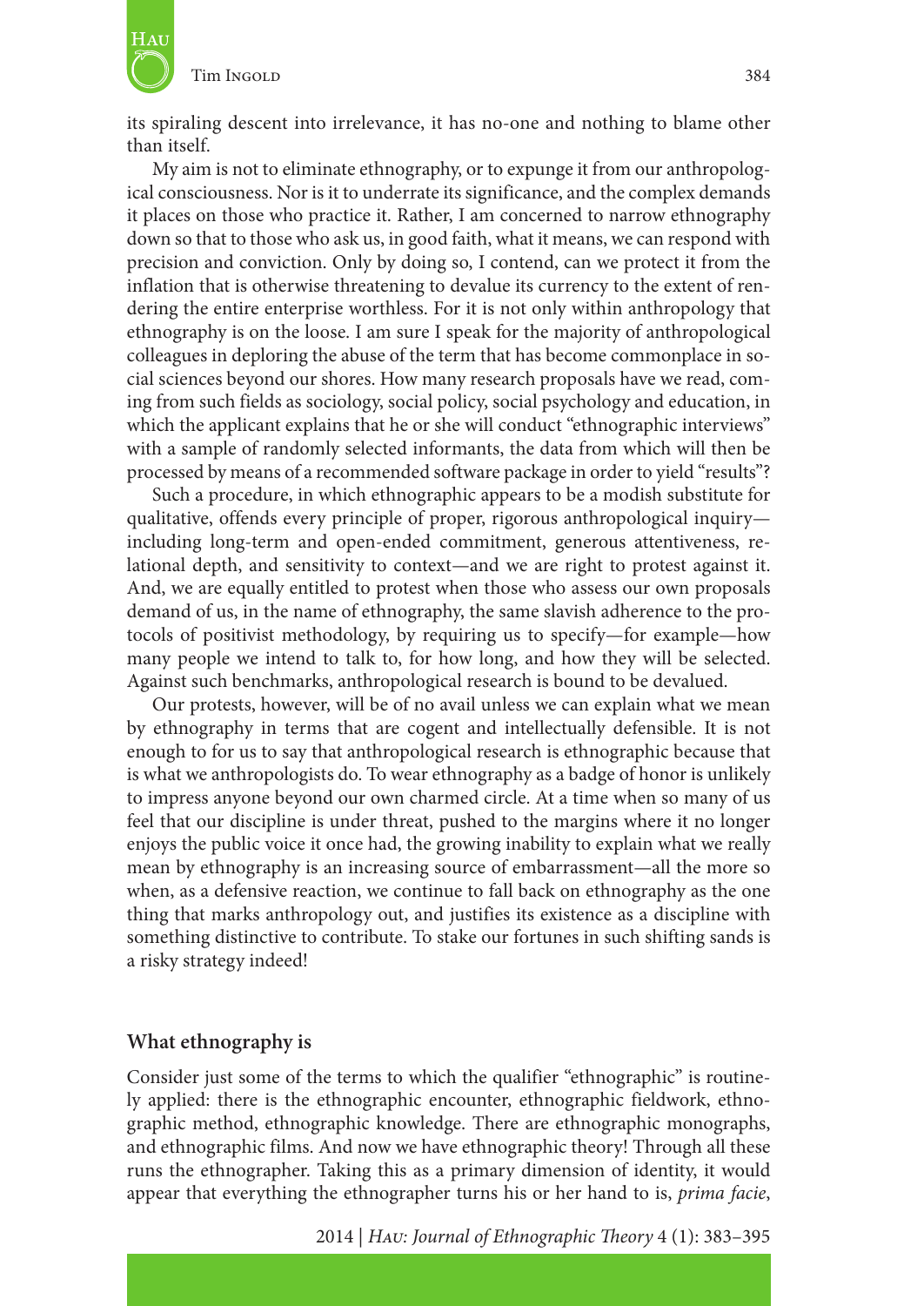its spiraling descent into irrelevance, it has no-one and nothing to blame other than itself.

My aim is not to eliminate ethnography, or to expunge it from our anthropological consciousness. Nor is it to underrate its significance, and the complex demands it places on those who practice it. Rather, I am concerned to narrow ethnography down so that to those who ask us, in good faith, what it means, we can respond with precision and conviction. Only by doing so, I contend, can we protect it from the inflation that is otherwise threatening to devalue its currency to the extent of rendering the entire enterprise worthless. For it is not only within anthropology that ethnography is on the loose. I am sure I speak for the majority of anthropological colleagues in deploring the abuse of the term that has become commonplace in social sciences beyond our shores. How many research proposals have we read, coming from such fields as sociology, social policy, social psychology and education, in which the applicant explains that he or she will conduct "ethnographic interviews" with a sample of randomly selected informants, the data from which will then be processed by means of a recommended software package in order to yield "results"?

Such a procedure, in which ethnographic appears to be a modish substitute for qualitative, offends every principle of proper, rigorous anthropological inquiry—including long-term and open-ended commitment, generous attentiveness, relational depth, and sensitivity to context—and we are right to protest against it. And, we are equally entitled to protest when those who assess our own proposals demand of us, in the name of ethnography, the same slavish adherence to the protocols of positivist methodology, by requiring us to specify—for example—how many people we intend to talk to, for how long, and how they will be selected. Against such benchmarks, anthropological research is bound to be devalued.

Our protests, however, will be of no avail unless we can explain what we mean by ethnography in terms that are cogent and intellectually defensible. It is not enough to for us to say that anthropological research is ethnographic because that is what we anthropologists do. To wear ethnography as a badge of honor is unlikely to impress anyone beyond our own charmed circle. At a time when so many of us feel that our discipline is under threat, pushed to the margins where it no longer enjoys the public voice it once had, the growing inability to explain what we really mean by ethnography is an increasing source of embarrassment—all the more so when, as a defensive reaction, we continue to fall back on ethnography as the one thing that marks anthropology out, and justifies its existence as a discipline with something distinctive to contribute. To stake our fortunes in such shifting sands is a risky strategy indeed!

## What ethnography is

Consider just some of the terms to which the qualifier "ethnographic" is routinely applied: there is the ethnographic encounter, ethnographic fieldwork, ethnographic method, ethnographic knowledge. There are ethnographic monographs, and ethnographic films. And now we have ethnographic theory! Through all these runs the ethnographer. Taking this as a primary dimension of identity, it would appear that everything the ethnographer turns his or her hand to is, *prima facie*,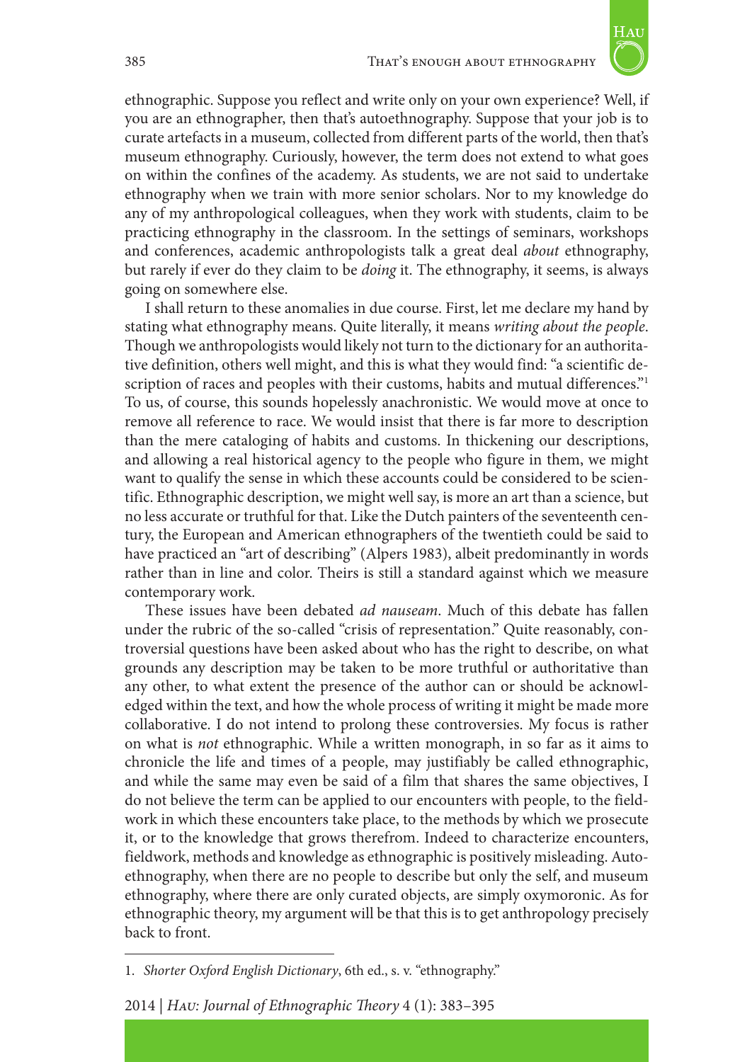ethnographic. Suppose you reflect and write only on your own experience? Well, if you are an ethnographer, then that's autoethnography. Suppose that your job is to curate artefacts in a museum, collected from different parts of the world, then that's museum ethnography. Curiously, however, the term does not extend to what goes on within the confines of the academy. As students, we are not said to undertake ethnography when we train with more senior scholars. Nor to my knowledge do any of my anthropological colleagues, when they work with students, claim to be practicing ethnography in the classroom. In the settings of seminars, workshops and conferences, academic anthropologists talk a great deal *about* ethnography, but rarely if ever do they claim to be *doing* it. The ethnography, it seems, is always going on somewhere else.

I shall return to these anomalies in due course. First, let me declare my hand by stating what ethnography means. Quite literally, it means *writing about the people*. Though we anthropologists would likely not turn to the dictionary for an authoritative definition, others well might, and this is what they would find: "a scientific description of races and peoples with their customs, habits and mutual differences."[1] To us, of course, this sounds hopelessly anachronistic. We would move at once to remove all reference to race. We would insist that there is far more to description than the mere cataloging of habits and customs. In thickening our descriptions, and allowing a real historical agency to the people who figure in them, we might want to qualify the sense in which these accounts could be considered to be scientific. Ethnographic description, we might well say, is more an art than a science, but no less accurate or truthful for that. Like the Dutch painters of the seventeenth century, the European and American ethnographers of the twentieth could be said to have practiced an "art of describing" (Alpers 1983), albeit predominantly in words rather than in line and color. Theirs is still a standard against which we measure contemporary work.

These issues have been debated *ad nauseam*. Much of this debate has fallen under the rubric of the so-called "crisis of representation." Quite reasonably, controversial questions have been asked about who has the right to describe, on what grounds any description may be taken to be more truthful or authoritative than any other, to what extent the presence of the author can or should be acknowledged within the text, and how the whole process of writing it might be made more collaborative. I do not intend to prolong these controversies. My focus is rather on what is *not* ethnographic. While a written monograph, in so far as it aims to chronicle the life and times of a people, may justifiably be called ethnographic, and while the same may even be said of a film that shares the same objectives, I do not believe the term can be applied to our encounters with people, to the fieldwork in which these encounters take place, to the methods by which we prosecute it, or to the knowledge that grows therefrom. Indeed to characterize encounters, fieldwork, methods and knowledge as ethnographic is positively misleading. Autoethnography, when there are no people to describe but only the self, and museum ethnography, where there are only curated objects, are simply oxymoronic. As for ethnographic theory, my argument will be that this is to get anthropology precisely back to front.

---

1. *Shorter Oxford English Dictionary*, 6th ed., s. v. "ethnography."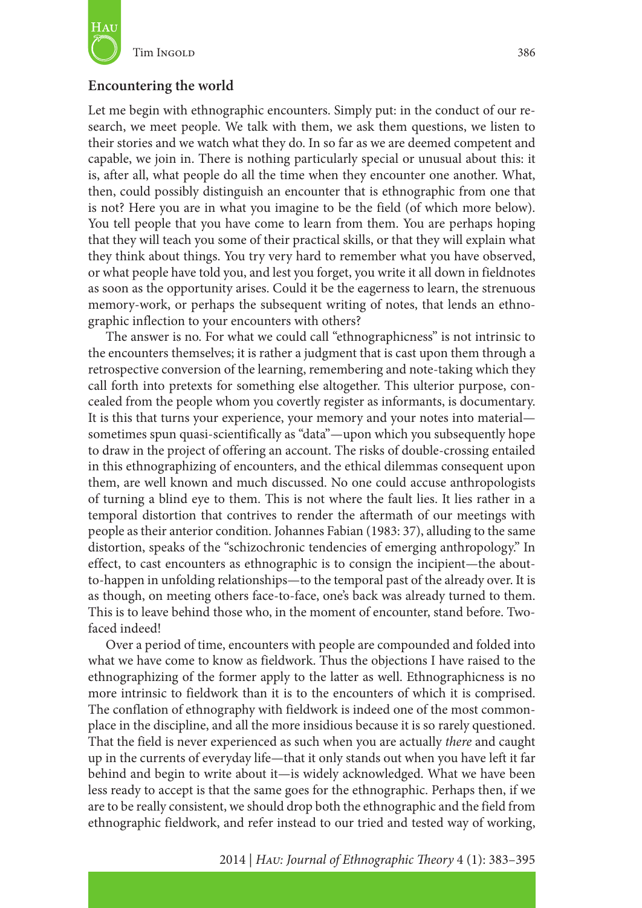## Encountering the world

Let me begin with ethnographic encounters. Simply put: in the conduct of our research, we meet people. We talk with them, we ask them questions, we listen to their stories and we watch what they do. In so far as we are deemed competent and capable, we join in. There is nothing particularly special or unusual about this: it is, after all, what people do all the time when they encounter one another. What, then, could possibly distinguish an encounter that is ethnographic from one that is not? Here you are in what you imagine to be the field (of which more below). You tell people that you have come to learn from them. You are perhaps hoping that they will teach you some of their practical skills, or that they will explain what they think about things. You try very hard to remember what you have observed, or what people have told you, and lest you forget, you write it all down in fieldnotes as soon as the opportunity arises. Could it be the eagerness to learn, the strenuous memory-work, or perhaps the subsequent writing of notes, that lends an ethnographic inflection to your encounters with others?

The answer is no. For what we could call "ethnographicness" is not intrinsic to the encounters themselves; it is rather a judgment that is cast upon them through a retrospective conversion of the learning, remembering and note-taking which they call forth into pretexts for something else altogether. This ulterior purpose, concealed from the people whom you covertly register as informants, is documentary. It is this that turns your experience, your memory and your notes into material—sometimes spun quasi-scientifically as "data"—upon which you subsequently hope to draw in the project of offering an account. The risks of double-crossing entailed in this ethnographizing of encounters, and the ethical dilemmas consequent upon them, are well known and much discussed. No one could accuse anthropologists of turning a blind eye to them. This is not where the fault lies. It lies rather in a temporal distortion that contrives to render the aftermath of our meetings with people as their anterior condition. Johannes Fabian (1983: 37), alluding to the same distortion, speaks of the "schizochronic tendencies of emerging anthropology." In effect, to cast encounters as ethnographic is to consign the incipient—the about-to-happen in unfolding relationships—to the temporal past of the already over. It is as though, on meeting others face-to-face, one's back was already turned to them. This is to leave behind those who, in the moment of encounter, stand before. Two-faced indeed!

Over a period of time, encounters with people are compounded and folded into what we have come to know as fieldwork. Thus the objections I have raised to the ethnographizing of the former apply to the latter as well. Ethnographicness is no more intrinsic to fieldwork than it is to the encounters of which it is comprised. The conflation of ethnography with fieldwork is indeed one of the most commonplace in the discipline, and all the more insidious because it is so rarely questioned. That the field is never experienced as such when you are actually *there* and caught up in the currents of everyday life—that it only stands out when you have left it far behind and begin to write about it—is widely acknowledged. What we have been less ready to accept is that the same goes for the ethnographic. Perhaps then, if we are to be really consistent, we should drop both the ethnographic and the field from ethnographic fieldwork, and refer instead to our tried and tested way of working,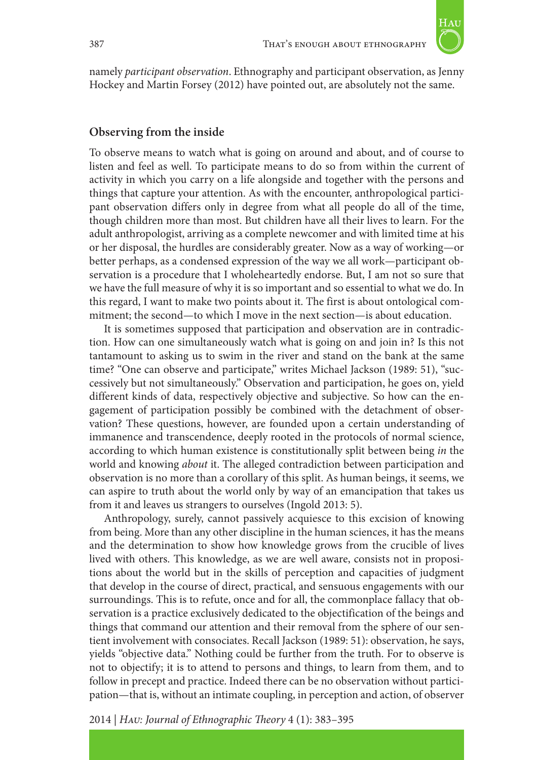namely *participant observation*. Ethnography and participant observation, as Jenny Hockey and Martin Forsey (2012) have pointed out, are absolutely not the same.

## Observing from the inside

To observe means to watch what is going on around and about, and of course to listen and feel as well. To participate means to do so from within the current of activity in which you carry on a life alongside and together with the persons and things that capture your attention. As with the encounter, anthropological participant observation differs only in degree from what all people do all of the time, though children more than most. But children have all their lives to learn. For the adult anthropologist, arriving as a complete newcomer and with limited time at his or her disposal, the hurdles are considerably greater. Now as a way of working—or better perhaps, as a condensed expression of the way we all work—participant observation is a procedure that I wholeheartedly endorse. But, I am not so sure that we have the full measure of why it is so important and so essential to what we do. In this regard, I want to make two points about it. The first is about ontological commitment; the second—to which I move in the next section—is about education.

It is sometimes supposed that participation and observation are in contradiction. How can one simultaneously watch what is going on and join in? Is this not tantamount to asking us to swim in the river and stand on the bank at the same time? "One can observe and participate," writes Michael Jackson (1989: 51), "successively but not simultaneously." Observation and participation, he goes on, yield different kinds of data, respectively objective and subjective. So how can the engagement of participation possibly be combined with the detachment of observation? These questions, however, are founded upon a certain understanding of immanence and transcendence, deeply rooted in the protocols of normal science, according to which human existence is constitutionally split between being *in* the world and knowing *about* it. The alleged contradiction between participation and observation is no more than a corollary of this split. As human beings, it seems, we can aspire to truth about the world only by way of an emancipation that takes us from it and leaves us strangers to ourselves (Ingold 2013: 5).

Anthropology, surely, cannot passively acquiesce to this excision of knowing from being. More than any other discipline in the human sciences, it has the means and the determination to show how knowledge grows from the crucible of lives lived with others. This knowledge, as we are well aware, consists not in propositions about the world but in the skills of perception and capacities of judgment that develop in the course of direct, practical, and sensuous engagements with our surroundings. This is to refute, once and for all, the commonplace fallacy that observation is a practice exclusively dedicated to the objectification of the beings and things that command our attention and their removal from the sphere of our sentient involvement with consociates. Recall Jackson (1989: 51): observation, he says, yields "objective data." Nothing could be further from the truth. For to observe is not to objectify; it is to attend to persons and things, to learn from them, and to follow in precept and practice. Indeed there can be no observation without participation—that is, without an intimate coupling, in perception and action, of observer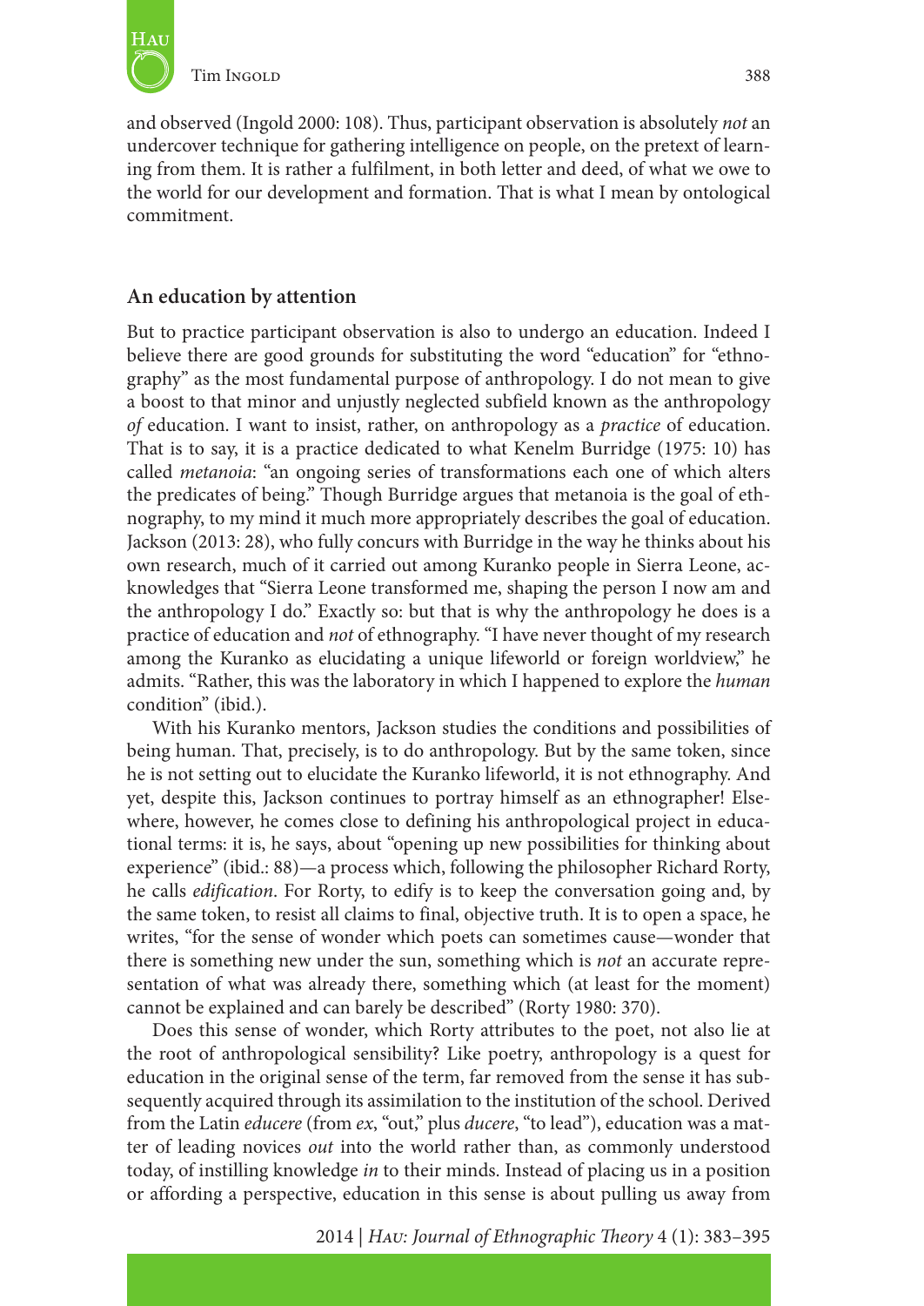and observed (Ingold 2000: 108). Thus, participant observation is absolutely *not* an undercover technique for gathering intelligence on people, on the pretext of learning from them. It is rather a fulfilment, in both letter and deed, of what we owe to the world for our development and formation. That is what I mean by ontological commitment.

## An education by attention

But to practice participant observation is also to undergo an education. Indeed I believe there are good grounds for substituting the word "education" for "ethnography" as the most fundamental purpose of anthropology. I do not mean to give a boost to that minor and unjustly neglected subfield known as the anthropology *of* education. I want to insist, rather, on anthropology as a *practice* of education. That is to say, it is a practice dedicated to what Kenelm Burridge (1975: 10) has called *metanoia*: "an ongoing series of transformations each one of which alters the predicates of being." Though Burridge argues that metanoia is the goal of ethnography, to my mind it much more appropriately describes the goal of education. Jackson (2013: 28), who fully concurs with Burridge in the way he thinks about his own research, much of it carried out among Kuranko people in Sierra Leone, acknowledges that "Sierra Leone transformed me, shaping the person I now am and the anthropology I do." Exactly so: but that is why the anthropology he does is a practice of education and *not* of ethnography. "I have never thought of my research among the Kuranko as elucidating a unique lifeworld or foreign worldview," he admits. "Rather, this was the laboratory in which I happened to explore the *human* condition" (ibid.).

With his Kuranko mentors, Jackson studies the conditions and possibilities of being human. That, precisely, is to do anthropology. But by the same token, since he is not setting out to elucidate the Kuranko lifeworld, it is not ethnography. And yet, despite this, Jackson continues to portray himself as an ethnographer! Elsewhere, however, he comes close to defining his anthropological project in educational terms: it is, he says, about "opening up new possibilities for thinking about experience" (ibid.: 88)—a process which, following the philosopher Richard Rorty, he calls *edification*. For Rorty, to edify is to keep the conversation going and, by the same token, to resist all claims to final, objective truth. It is to open a space, he writes, "for the sense of wonder which poets can sometimes cause—wonder that there is something new under the sun, something which is *not* an accurate representation of what was already there, something which (at least for the moment) cannot be explained and can barely be described" (Rorty 1980: 370).

Does this sense of wonder, which Rorty attributes to the poet, not also lie at the root of anthropological sensibility? Like poetry, anthropology is a quest for education in the original sense of the term, far removed from the sense it has subsequently acquired through its assimilation to the institution of the school. Derived from the Latin *educere* (from *ex*, "out," plus *ducere*, "to lead"), education was a matter of leading novices *out* into the world rather than, as commonly understood today, of instilling knowledge *in* to their minds. Instead of placing us in a position or affording a perspective, education in this sense is about pulling us away from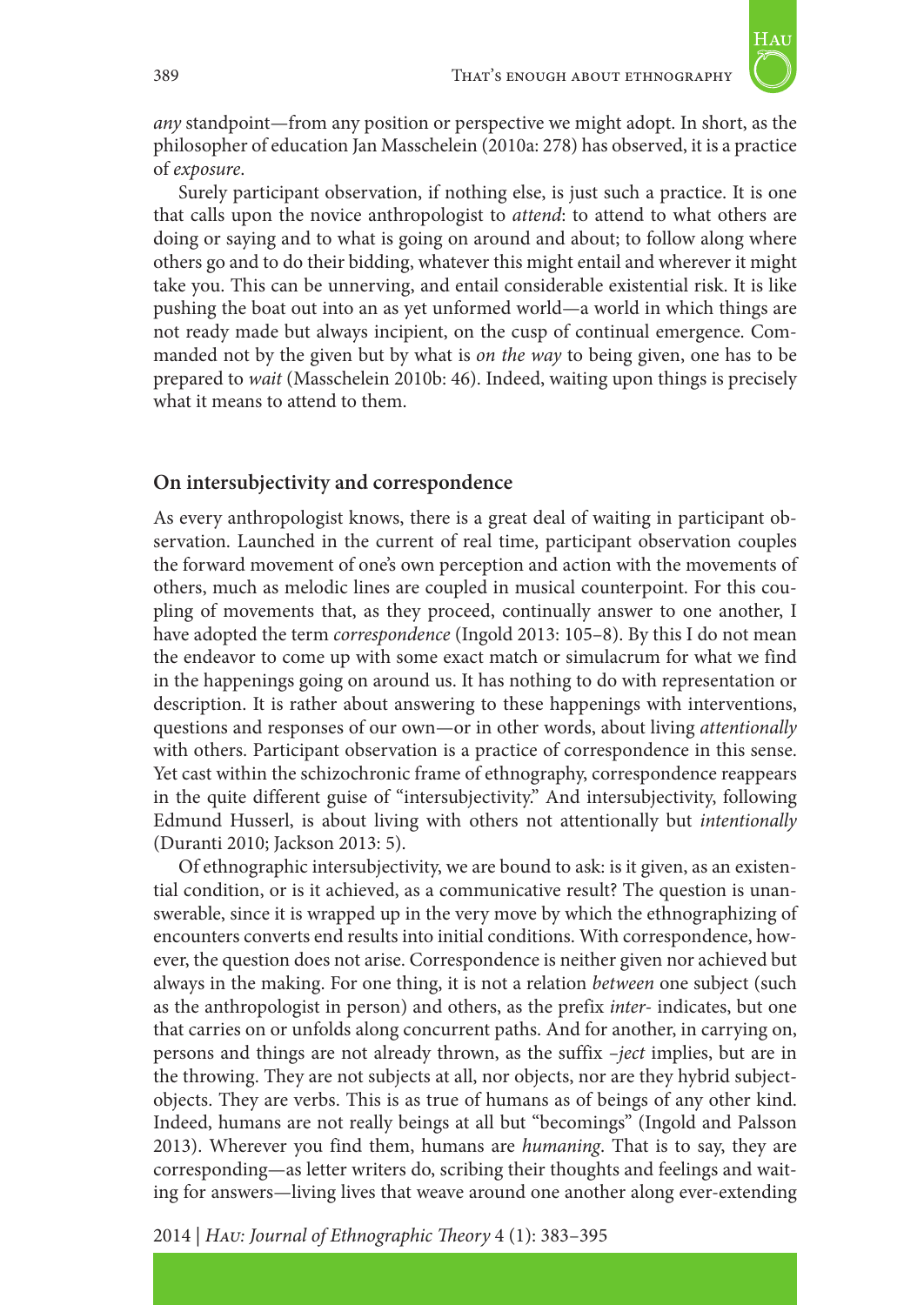*any* standpoint—from any position or perspective we might adopt. In short, as the philosopher of education Jan Masschelein (2010a: 278) has observed, it is a practice of *exposure*.

Surely participant observation, if nothing else, is just such a practice. It is one that calls upon the novice anthropologist to *attend*: to attend to what others are doing or saying and to what is going on around and about; to follow along where others go and to do their bidding, whatever this might entail and wherever it might take you. This can be unnerving, and entail considerable existential risk. It is like pushing the boat out into an as yet unformed world—a world in which things are not ready made but always incipient, on the cusp of continual emergence. Commanded not by the given but by what is *on the way* to being given, one has to be prepared to *wait* (Masschelein 2010b: 46). Indeed, waiting upon things is precisely what it means to attend to them.

## On intersubjectivity and correspondence

As every anthropologist knows, there is a great deal of waiting in participant observation. Launched in the current of real time, participant observation couples the forward movement of one's own perception and action with the movements of others, much as melodic lines are coupled in musical counterpoint. For this coupling of movements that, as they proceed, continually answer to one another, I have adopted the term *correspondence* (Ingold 2013: 105–8). By this I do not mean the endeavor to come up with some exact match or simulacrum for what we find in the happenings going on around us. It has nothing to do with representation or description. It is rather about answering to these happenings with interventions, questions and responses of our own—or in other words, about living *attentionally* with others. Participant observation is a practice of correspondence in this sense. Yet cast within the schizochronic frame of ethnography, correspondence reappears in the quite different guise of "intersubjectivity." And intersubjectivity, following Edmund Husserl, is about living with others not attentionally but *intentionally* (Duranti 2010; Jackson 2013: 5).

Of ethnographic intersubjectivity, we are bound to ask: is it given, as an existential condition, or is it achieved, as a communicative result? The question is unanswerable, since it is wrapped up in the very move by which the ethnographizing of encounters converts end results into initial conditions. With correspondence, however, the question does not arise. Correspondence is neither given nor achieved but always in the making. For one thing, it is not a relation *between* one subject (such as the anthropologist in person) and others, as the prefix *inter-* indicates, but one that carries on or unfolds along concurrent paths. And for another, in carrying on, persons and things are not already thrown, as the suffix *-ject* implies, but are in the throwing. They are not subjects at all, nor objects, nor are they hybrid subject-objects. They are verbs. This is as true of humans as of beings of any other kind. Indeed, humans are not really beings at all but "becomings" (Ingold and Palsson 2013). Wherever you find them, humans are *humaning*. That is to say, they are corresponding—as letter writers do, scribing their thoughts and feelings and waiting for answers—living lives that weave around one another along ever-extending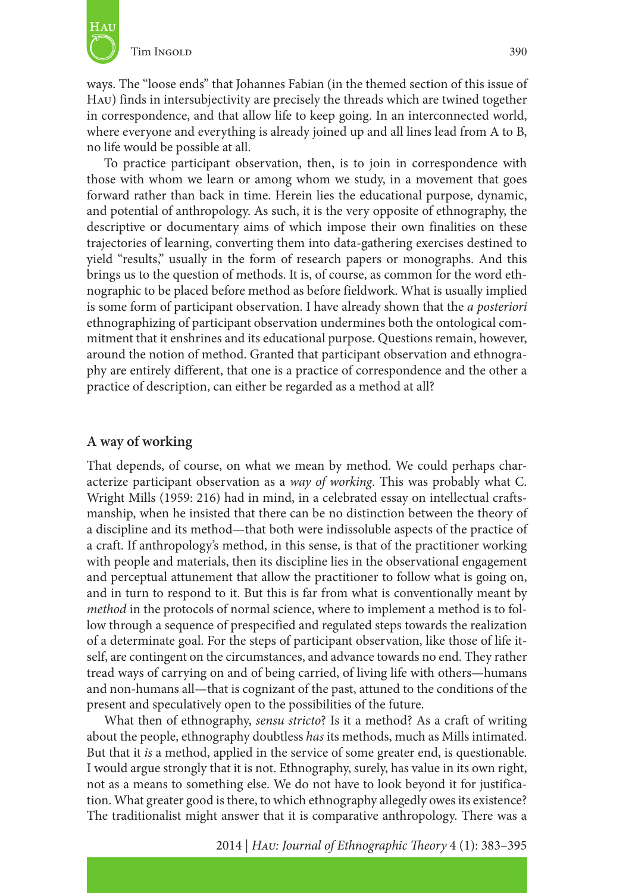ways. The "loose ends" that Johannes Fabian (in the themed section of this issue of Hau) finds in intersubjectivity are precisely the threads which are twined together in correspondence, and that allow life to keep going. In an interconnected world, where everyone and everything is already joined up and all lines lead from A to B, no life would be possible at all.

To practice participant observation, then, is to join in correspondence with those with whom we learn or among whom we study, in a movement that goes forward rather than back in time. Herein lies the educational purpose, dynamic, and potential of anthropology. As such, it is the very opposite of ethnography, the descriptive or documentary aims of which impose their own finalities on these trajectories of learning, converting them into data-gathering exercises destined to yield "results," usually in the form of research papers or monographs. And this brings us to the question of methods. It is, of course, as common for the word ethnographic to be placed before method as before fieldwork. What is usually implied is some form of participant observation. I have already shown that the *a posteriori* ethnographizing of participant observation undermines both the ontological commitment that it enshrines and its educational purpose. Questions remain, however, around the notion of method. Granted that participant observation and ethnography are entirely different, that one is a practice of correspondence and the other a practice of description, can either be regarded as a method at all?

## A way of working

That depends, of course, on what we mean by method. We could perhaps characterize participant observation as a *way of working*. This was probably what C. Wright Mills (1959: 216) had in mind, in a celebrated essay on intellectual craftsmanship, when he insisted that there can be no distinction between the theory of a discipline and its method—that both were indissoluble aspects of the practice of a craft. If anthropology's method, in this sense, is that of the practitioner working with people and materials, then its discipline lies in the observational engagement and perceptual attunement that allow the practitioner to follow what is going on, and in turn to respond to it. But this is far from what is conventionally meant by *method* in the protocols of normal science, where to implement a method is to follow through a sequence of prespecified and regulated steps towards the realization of a determinate goal. For the steps of participant observation, like those of life itself, are contingent on the circumstances, and advance towards no end. They rather tread ways of carrying on and of being carried, of living life with others—humans and non-humans all—that is cognizant of the past, attuned to the conditions of the present and speculatively open to the possibilities of the future.

What then of ethnography, *sensu stricto*? Is it a method? As a craft of writing about the people, ethnography doubtless *has* its methods, much as Mills intimated. But that it *is* a method, applied in the service of some greater end, is questionable. I would argue strongly that it is not. Ethnography, surely, has value in its own right, not as a means to something else. We do not have to look beyond it for justification. What greater good is there, to which ethnography allegedly owes its existence? The traditionalist might answer that it is comparative anthropology. There was a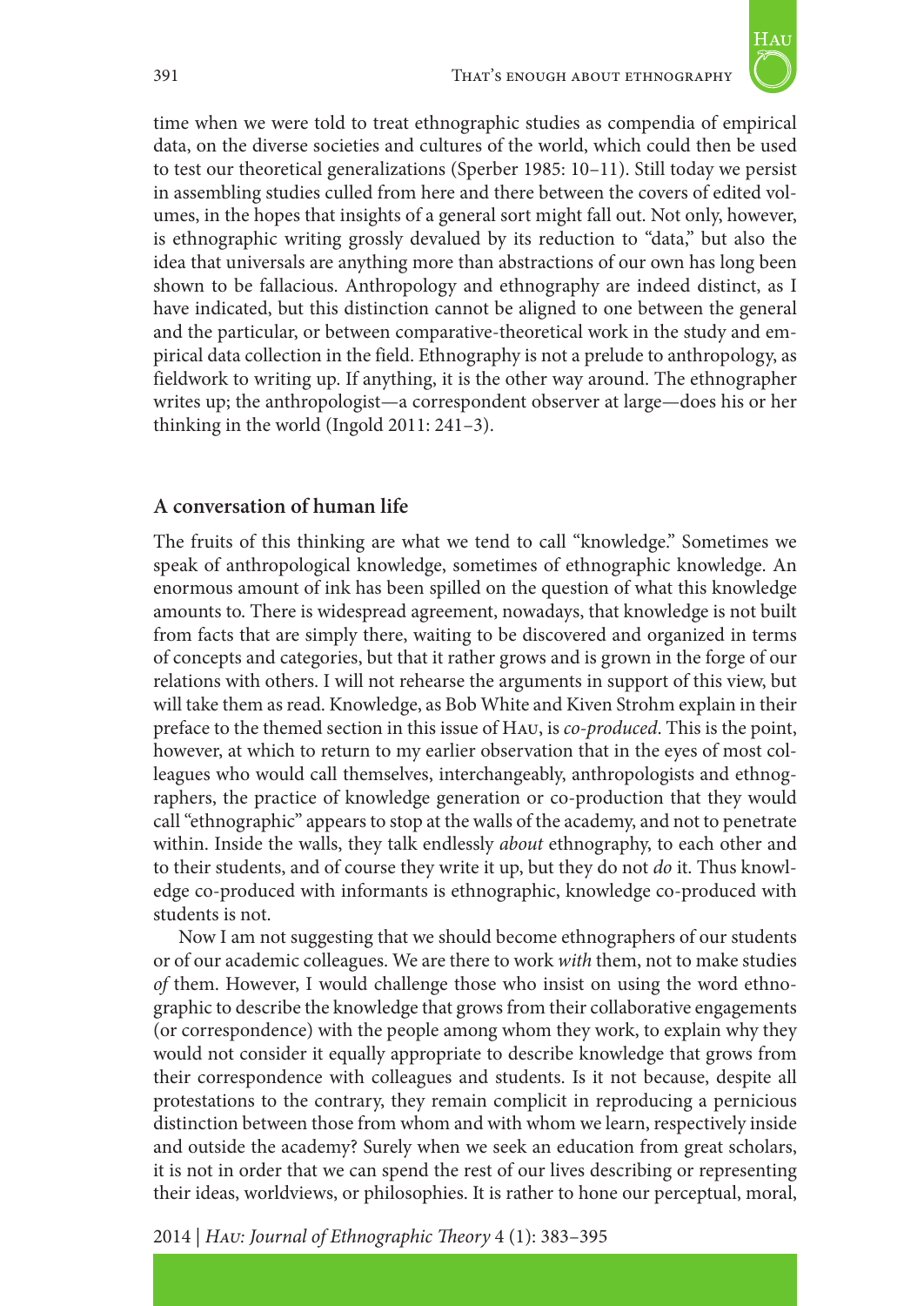time when we were told to treat ethnographic studies as compendia of empirical data, on the diverse societies and cultures of the world, which could then be used to test our theoretical generalizations (Sperber 1985: 10–11). Still today we persist in assembling studies culled from here and there between the covers of edited volumes, in the hopes that insights of a general sort might fall out. Not only, however, is ethnographic writing grossly devalued by its reduction to "data," but also the idea that universals are anything more than abstractions of our own has long been shown to be fallacious. Anthropology and ethnography are indeed distinct, as I have indicated, but this distinction cannot be aligned to one between the general and the particular, or between comparative-theoretical work in the study and empirical data collection in the field. Ethnography is not a prelude to anthropology, as fieldwork to writing up. If anything, it is the other way around. The ethnographer writes up; the anthropologist—a correspondent observer at large—does his or her thinking in the world (Ingold 2011: 241–3).

## A conversation of human life

The fruits of this thinking are what we tend to call "knowledge." Sometimes we speak of anthropological knowledge, sometimes of ethnographic knowledge. An enormous amount of ink has been spilled on the question of what this knowledge amounts to. There is widespread agreement, nowadays, that knowledge is not built from facts that are simply there, waiting to be discovered and organized in terms of concepts and categories, but that it rather grows and is grown in the forge of our relations with others. I will not rehearse the arguments in support of this view, but will take them as read. Knowledge, as Bob White and Kiven Strohm explain in their preface to the themed section in this issue of Hau, is *co-produced*. This is the point, however, at which to return to my earlier observation that in the eyes of most colleagues who would call themselves, interchangeably, anthropologists and ethnographers, the practice of knowledge generation or co-production that they would call "ethnographic" appears to stop at the walls of the academy, and not to penetrate within. Inside the walls, they talk endlessly *about* ethnography, to each other and to their students, and of course they write it up, but they do not *do* it. Thus knowledge co-produced with informants is ethnographic, knowledge co-produced with students is not.

Now I am not suggesting that we should become ethnographers of our students or of our academic colleagues. We are there to work *with* them, not to make studies *of* them. However, I would challenge those who insist on using the word ethnographic to describe the knowledge that grows from their collaborative engagements (or correspondence) with the people among whom they work, to explain why they would not consider it equally appropriate to describe knowledge that grows from their correspondence with colleagues and students. Is it not because, despite all protestations to the contrary, they remain complicit in reproducing a pernicious distinction between those from whom and with whom we learn, respectively inside and outside the academy? Surely when we seek an education from great scholars, it is not in order that we can spend the rest of our lives describing or representing their ideas, worldviews, or philosophies. It is rather to hone our perceptual, moral,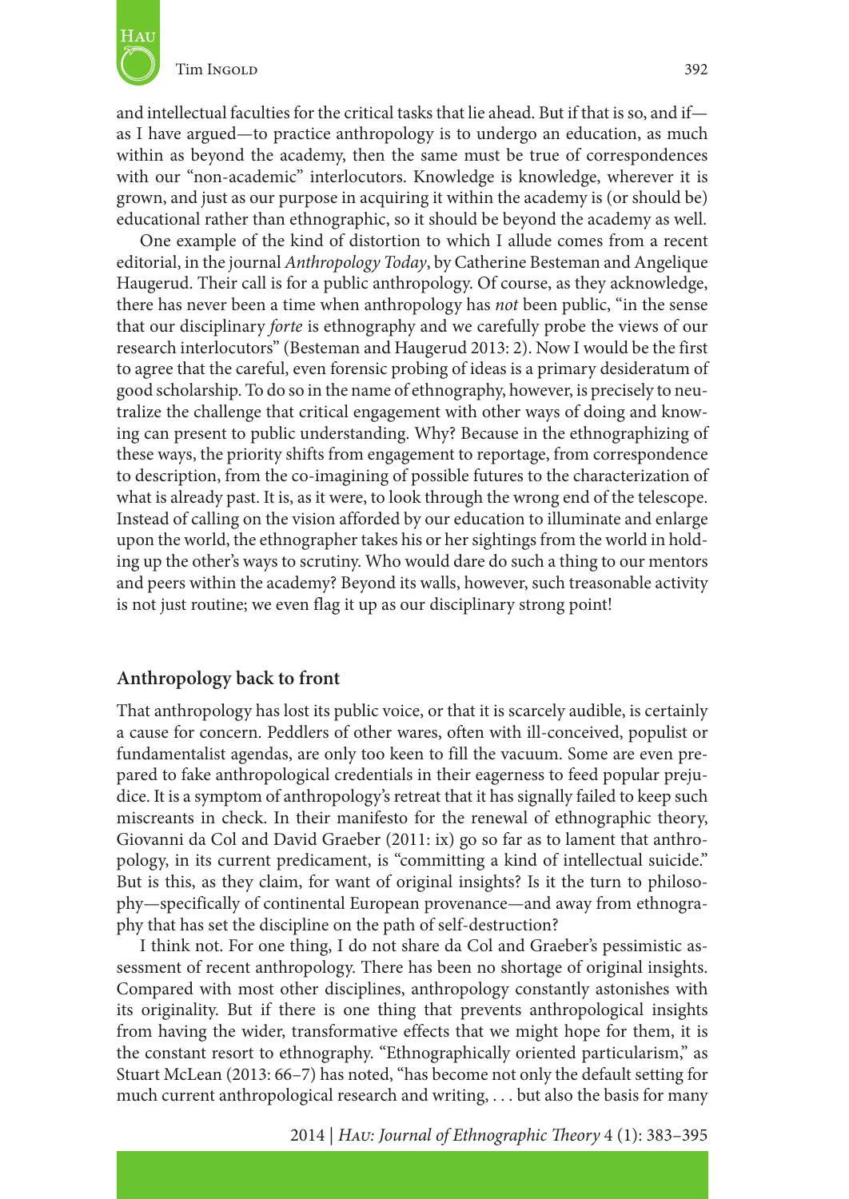and intellectual faculties for the critical tasks that lie ahead. But if that is so, and if—as I have argued—to practice anthropology is to undergo an education, as much within as beyond the academy, then the same must be true of correspondences with our "non-academic" interlocutors. Knowledge is knowledge, wherever it is grown, and just as our purpose in acquiring it within the academy is (or should be) educational rather than ethnographic, so it should be beyond the academy as well.

One example of the kind of distortion to which I allude comes from a recent editorial, in the journal *Anthropology Today*, by Catherine Besteman and Angelique Haugerud. Their call is for a public anthropology. Of course, as they acknowledge, there has never been a time when anthropology has *not* been public, "in the sense that our disciplinary *forte* is ethnography and we carefully probe the views of our research interlocutors" (Besteman and Haugerud 2013: 2). Now I would be the first to agree that the careful, even forensic probing of ideas is a primary desideratum of good scholarship. To do so in the name of ethnography, however, is precisely to neutralize the challenge that critical engagement with other ways of doing and knowing can present to public understanding. Why? Because in the ethnographizing of these ways, the priority shifts from engagement to reportage, from correspondence to description, from the co-imagining of possible futures to the characterization of what is already past. It is, as it were, to look through the wrong end of the telescope. Instead of calling on the vision afforded by our education to illuminate and enlarge upon the world, the ethnographer takes his or her sightings from the world in holding up the other's ways to scrutiny. Who would dare do such a thing to our mentors and peers within the academy? Beyond its walls, however, such treasonable activity is not just routine; we even flag it up as our disciplinary strong point!

## Anthropology back to front

That anthropology has lost its public voice, or that it is scarcely audible, is certainly a cause for concern. Peddlers of other wares, often with ill-conceived, populist or fundamentalist agendas, are only too keen to fill the vacuum. Some are even prepared to fake anthropological credentials in their eagerness to feed popular prejudice. It is a symptom of anthropology's retreat that it has signally failed to keep such miscreants in check. In their manifesto for the renewal of ethnographic theory, Giovanni da Col and David Graeber (2011: ix) go so far as to lament that anthropology, in its current predicament, is "committing a kind of intellectual suicide." But is this, as they claim, for want of original insights? Is it the turn to philosophy—specifically of continental European provenance—and away from ethnography that has set the discipline on the path of self-destruction?

I think not. For one thing, I do not share da Col and Graeber's pessimistic assessment of recent anthropology. There has been no shortage of original insights. Compared with most other disciplines, anthropology constantly astonishes with its originality. But if there is one thing that prevents anthropological insights from having the wider, transformative effects that we might hope for them, it is the constant resort to ethnography. "Ethnographically oriented particularism," as Stuart McLean (2013: 66–7) has noted, "has become not only the default setting for much current anthropological research and writing, . . . but also the basis for many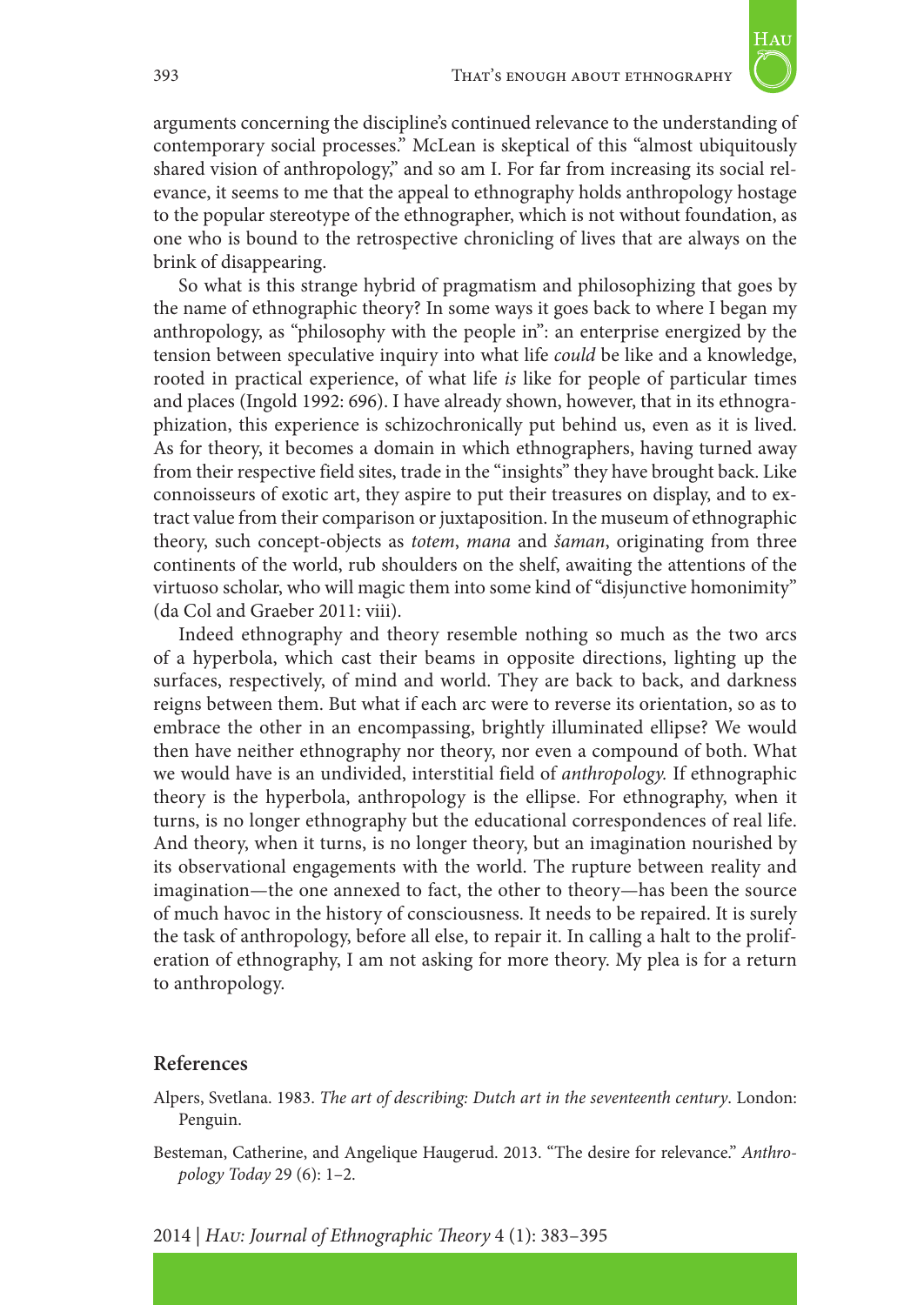arguments concerning the discipline's continued relevance to the understanding of contemporary social processes." McLean is skeptical of this "almost ubiquitously shared vision of anthropology," and so am I. For far from increasing its social relevance, it seems to me that the appeal to ethnography holds anthropology hostage to the popular stereotype of the ethnographer, which is not without foundation, as one who is bound to the retrospective chronicling of lives that are always on the brink of disappearing.

So what is this strange hybrid of pragmatism and philosophizing that goes by the name of ethnographic theory? In some ways it goes back to where I began my anthropology, as "philosophy with the people in": an enterprise energized by the tension between speculative inquiry into what life *could* be like and a knowledge, rooted in practical experience, of what life *is* like for people of particular times and places (Ingold 1992: 696). I have already shown, however, that in its ethnographization, this experience is schizochronically put behind us, even as it is lived. As for theory, it becomes a domain in which ethnographers, having turned away from their respective field sites, trade in the "insights" they have brought back. Like connoisseurs of exotic art, they aspire to put their treasures on display, and to extract value from their comparison or juxtaposition. In the museum of ethnographic theory, such concept-objects as *totem*, *mana* and *šaman*, originating from three continents of the world, rub shoulders on the shelf, awaiting the attentions of the virtuoso scholar, who will magic them into some kind of "disjunctive homonimity" (da Col and Graeber 2011: viii).

Indeed ethnography and theory resemble nothing so much as the two arcs of a hyperbola, which cast their beams in opposite directions, lighting up the surfaces, respectively, of mind and world. They are back to back, and darkness reigns between them. But what if each arc were to reverse its orientation, so as to embrace the other in an encompassing, brightly illuminated ellipse? We would then have neither ethnography nor theory, nor even a compound of both. What we would have is an undivided, interstitial field of *anthropology.* If ethnographic theory is the hyperbola, anthropology is the ellipse. For ethnography, when it turns, is no longer ethnography but the educational correspondences of real life. And theory, when it turns, is no longer theory, but an imagination nourished by its observational engagements with the world. The rupture between reality and imagination—the one annexed to fact, the other to theory—has been the source of much havoc in the history of consciousness. It needs to be repaired. It is surely the task of anthropology, before all else, to repair it. In calling a halt to the proliferation of ethnography, I am not asking for more theory. My plea is for a return to anthropology.

## References

Alpers, Svetlana. 1983. *The art of describing: Dutch art in the seventeenth century*. London: Penguin.

Besteman, Catherine, and Angelique Haugerud. 2013. "The desire for relevance." *Anthropology Today* 29 (6): 1–2.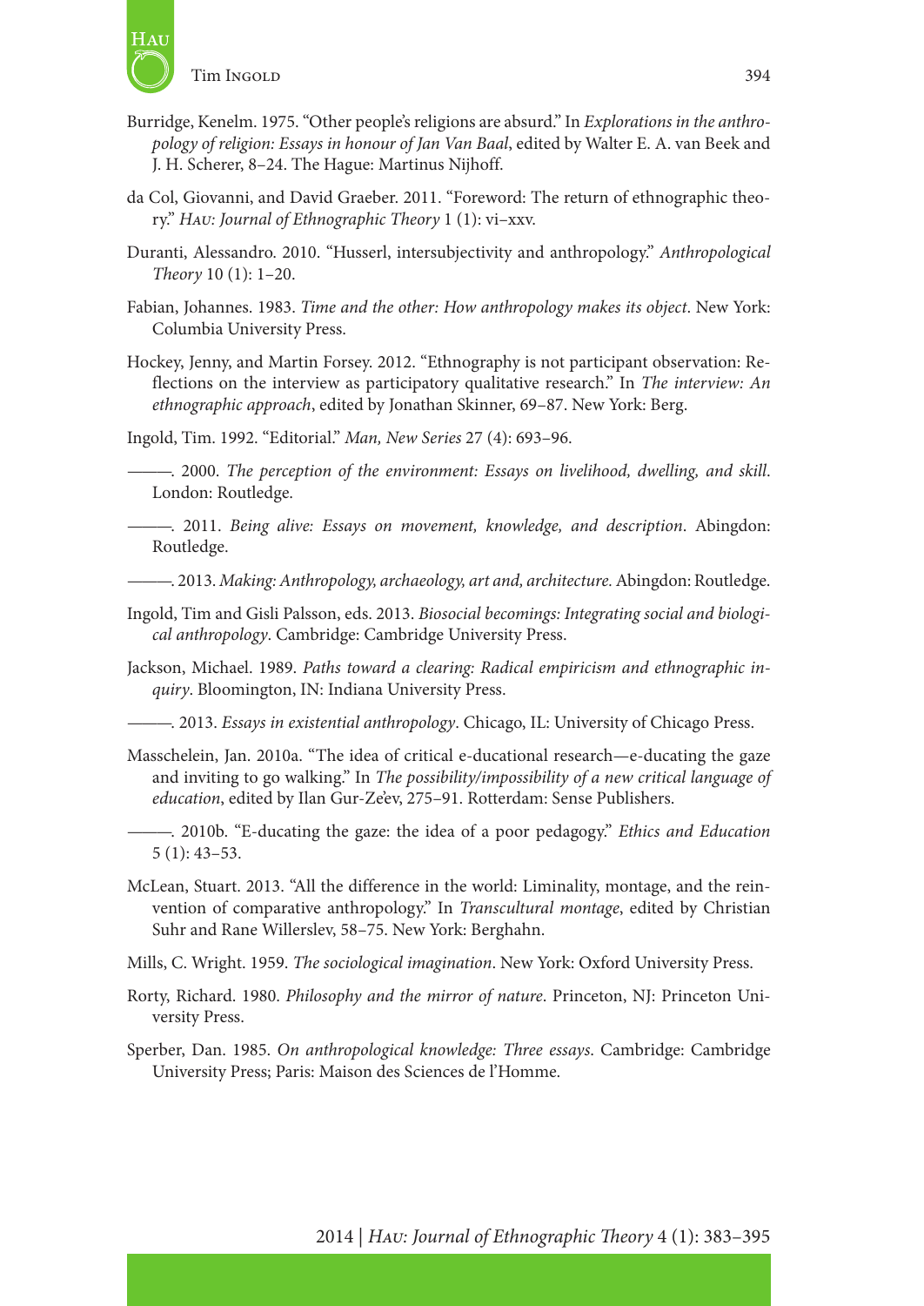Burridge, Kenelm. 1975. "Other people's religions are absurd." In *Explorations in the anthropology of religion: Essays in honour of Jan Van Baal*, edited by Walter E. A. van Beek and J. H. Scherer, 8–24. The Hague: Martinus Nijhoff.

da Col, Giovanni, and David Graeber. 2011. "Foreword: The return of ethnographic theory." *Hau: Journal of Ethnographic Theory* 1 (1): vi–xxv.

Duranti, Alessandro. 2010. "Husserl, intersubjectivity and anthropology." *Anthropological Theory* 10 (1): 1–20.

Fabian, Johannes. 1983. *Time and the other: How anthropology makes its object*. New York: Columbia University Press.

Hockey, Jenny, and Martin Forsey. 2012. "Ethnography is not participant observation: Reflections on the interview as participatory qualitative research." In *The interview: An ethnographic approach*, edited by Jonathan Skinner, 69–87. New York: Berg.

Ingold, Tim. 1992. "Editorial." *Man, New Series* 27 (4): 693–96.

———. 2000. *The perception of the environment: Essays on livelihood, dwelling, and skill*. London: Routledge.

———. 2011. *Being alive: Essays on movement, knowledge, and description*. Abingdon: Routledge.

———. 2013. *Making: Anthropology, archaeology, art and, architecture*. Abingdon: Routledge.

Ingold, Tim and Gisli Palsson, eds. 2013. *Biosocial becomings: Integrating social and biological anthropology*. Cambridge: Cambridge University Press.

Jackson, Michael. 1989. *Paths toward a clearing: Radical empiricism and ethnographic inquiry*. Bloomington, IN: Indiana University Press.

———. 2013. *Essays in existential anthropology*. Chicago, IL: University of Chicago Press.

Masschelein, Jan. 2010a. "The idea of critical e-ducational research—e-ducating the gaze and inviting to go walking." In *The possibility/impossibility of a new critical language of education*, edited by Ilan Gur-Ze'ev, 275–91. Rotterdam: Sense Publishers.

———. 2010b. "E-ducating the gaze: the idea of a poor pedagogy." *Ethics and Education* 5 (1): 43–53.

McLean, Stuart. 2013. "All the difference in the world: Liminality, montage, and the reinvention of comparative anthropology." In *Transcultural montage*, edited by Christian Suhr and Rane Willerslev, 58–75. New York: Berghahn.

Mills, C. Wright. 1959. *The sociological imagination*. New York: Oxford University Press.

Rorty, Richard. 1980. *Philosophy and the mirror of nature*. Princeton, NJ: Princeton University Press.

Sperber, Dan. 1985. *On anthropological knowledge: Three essays*. Cambridge: Cambridge University Press; Paris: Maison des Sciences de l'Homme.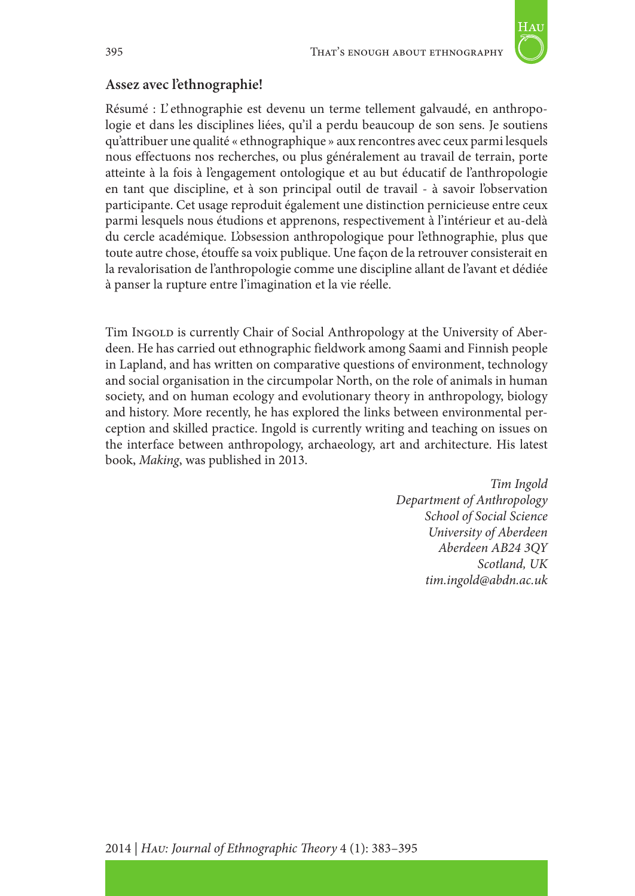### Assez avec l'ethnographie!

Résumé : L'ethnographie est devenu un terme tellement galvaudé, en anthropologie et dans les disciplines liées, qu'il a perdu beaucoup de son sens. Je soutiens qu'attribuer une qualité « ethnographique » aux rencontres avec ceux parmi lesquels nous effectuons nos recherches, ou plus généralement au travail de terrain, porte atteinte à la fois à l'engagement ontologique et au but éducatif de l'anthropologie en tant que discipline, et à son principal outil de travail - à savoir l'observation participante. Cet usage reproduit également une distinction pernicieuse entre ceux parmi lesquels nous étudions et apprenons, respectivement à l'intérieur et au-delà du cercle académique. L'obsession anthropologique pour l'ethnographie, plus que toute autre chose, étouffe sa voix publique. Une façon de la retrouver consisterait en la revalorisation de l'anthropologie comme une discipline allant de l'avant et dédiée à panser la rupture entre l'imagination et la vie réelle.

Tim Ingold is currently Chair of Social Anthropology at the University of Aberdeen. He has carried out ethnographic fieldwork among Saami and Finnish people in Lapland, and has written on comparative questions of environment, technology and social organisation in the circumpolar North, on the role of animals in human society, and on human ecology and evolutionary theory in anthropology, biology and history. More recently, he has explored the links between environmental perception and skilled practice. Ingold is currently writing and teaching on issues on the interface between anthropology, archaeology, art and architecture. His latest book, *Making*, was published in 2013.

*Tim Ingold*
*Department of Anthropology*
*School of Social Science*
*University of Aberdeen*
*Aberdeen AB24 3QY*
*Scotland, UK*
*tim.ingold@abdn.ac.uk*